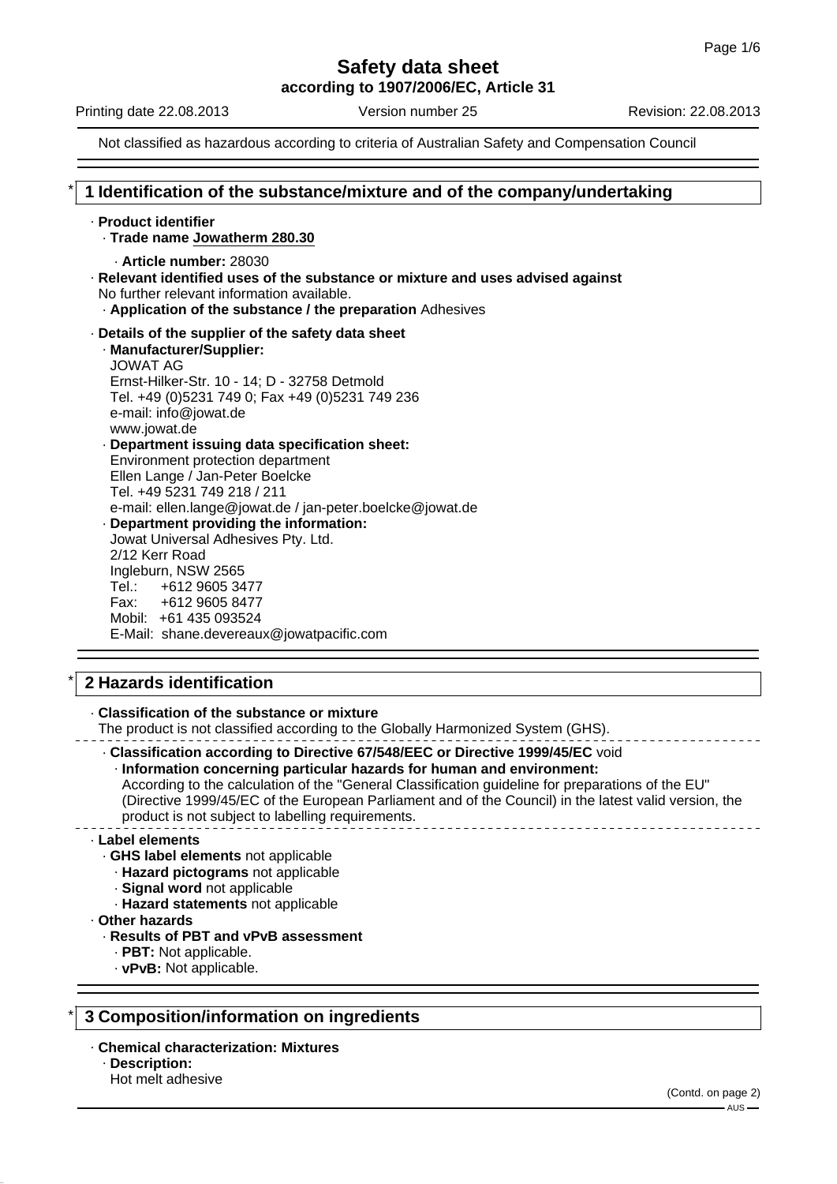# Safety data sheet

**according to 1907/2006/EC, Article 31**

Printing date 22.08.2013 — Version number 25 — Revision: 22.08.2013

Not classified as hazardous according to criteria of Australian Safety and Compensation Council

## * 1 Identification of the substance/mixture and of the company/undertaking

- **Product identifier**
  - **Trade name Jowatherm 280.30**
    - **Article number:** 28030
- **Relevant identified uses of the substance or mixture and uses advised against**
  No further relevant information available.
  - **Application of the substance / the preparation** Adhesives
- **Details of the supplier of the safety data sheet**
  - **Manufacturer/Supplier:**
    JOWAT AG
    Ernst-Hilker-Str. 10 - 14; D - 32758 Detmold
    Tel. +49 (0)5231 749 0; Fax +49 (0)5231 749 236
    e-mail: info@jowat.de
    www.jowat.de
  - **Department issuing data specification sheet:**
    Environment protection department
    Ellen Lange / Jan-Peter Boelcke
    Tel. +49 5231 749 218 / 211
    e-mail: ellen.lange@jowat.de / jan-peter.boelcke@jowat.de
  - **Department providing the information:**
    Jowat Universal Adhesives Pty. Ltd.
    2/12 Kerr Road
    Ingleburn, NSW 2565
    Tel.: +612 9605 3477
    Fax: +612 9605 8477
    Mobil: +61 435 093524
    E-Mail: shane.devereaux@jowatpacific.com

## * 2 Hazards identification

- **Classification of the substance or mixture**
  The product is not classified according to the Globally Harmonized System (GHS).
  - **Classification according to Directive 67/548/EEC or Directive 1999/45/EC** void
    - **Information concerning particular hazards for human and environment:**
      According to the calculation of the "General Classification guideline for preparations of the EU" (Directive 1999/45/EC of the European Parliament and of the Council) in the latest valid version, the product is not subject to labelling requirements.
- **Label elements**
  - **GHS label elements** not applicable
    - **Hazard pictograms** not applicable
    - **Signal word** not applicable
    - **Hazard statements** not applicable
- **Other hazards**
  - **Results of PBT and vPvB assessment**
    - **PBT:** Not applicable.
    - **vPvB:** Not applicable.

## * 3 Composition/information on ingredients

- **Chemical characterization: Mixtures**
  - **Description:**
    Hot melt adhesive

(Contd. on page 2)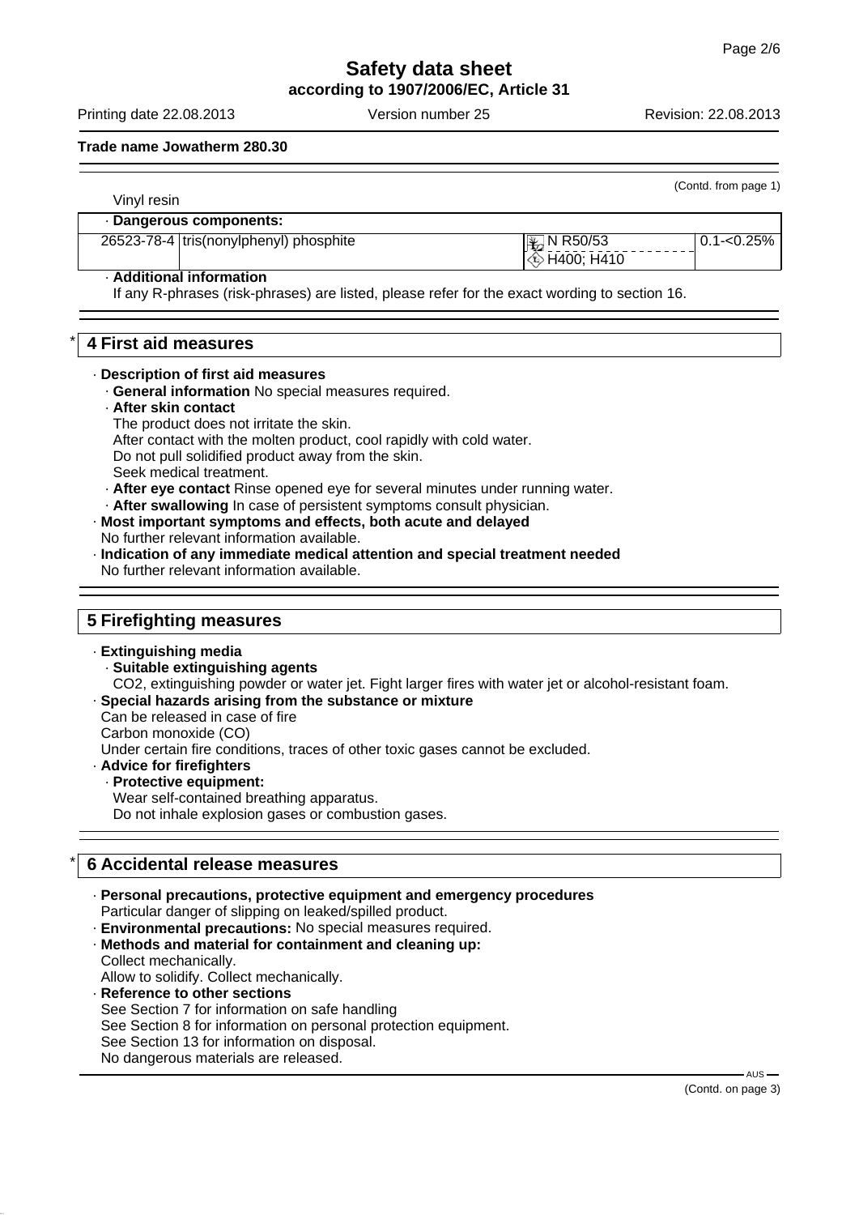(Contd. from page 1)

Vinyl resin

| · Dangerous components: | | | |
|---|---|---|---|
| 26523-78-4 | tris(nonylphenyl) phosphite | N R50/53<br>H400; H410 | 0.1-<0.25% |

· **Additional information**
If any R-phrases (risk-phrases) are listed, please refer for the exact wording to section 16.

## * 4 First aid measures

· **Description of first aid measures**
· **General information** No special measures required.
· **After skin contact**
The product does not irritate the skin.
After contact with the molten product, cool rapidly with cold water.
Do not pull solidified product away from the skin.
Seek medical treatment.
· **After eye contact** Rinse opened eye for several minutes under running water.
· **After swallowing** In case of persistent symptoms consult physician.
· **Most important symptoms and effects, both acute and delayed**
No further relevant information available.
· **Indication of any immediate medical attention and special treatment needed**
No further relevant information available.

## 5 Firefighting measures

· **Extinguishing media**
· **Suitable extinguishing agents**
CO2, extinguishing powder or water jet. Fight larger fires with water jet or alcohol-resistant foam.
· **Special hazards arising from the substance or mixture**
Can be released in case of fire
Carbon monoxide (CO)
Under certain fire conditions, traces of other toxic gases cannot be excluded.
· **Advice for firefighters**
· **Protective equipment:**
Wear self-contained breathing apparatus.
Do not inhale explosion gases or combustion gases.

## * 6 Accidental release measures

· **Personal precautions, protective equipment and emergency procedures**
Particular danger of slipping on leaked/spilled product.
· **Environmental precautions:** No special measures required.
· **Methods and material for containment and cleaning up:**
Collect mechanically.
Allow to solidify. Collect mechanically.
· **Reference to other sections**
See Section 7 for information on safe handling
See Section 8 for information on personal protection equipment.
See Section 13 for information on disposal.
No dangerous materials are released.

(Contd. on page 3)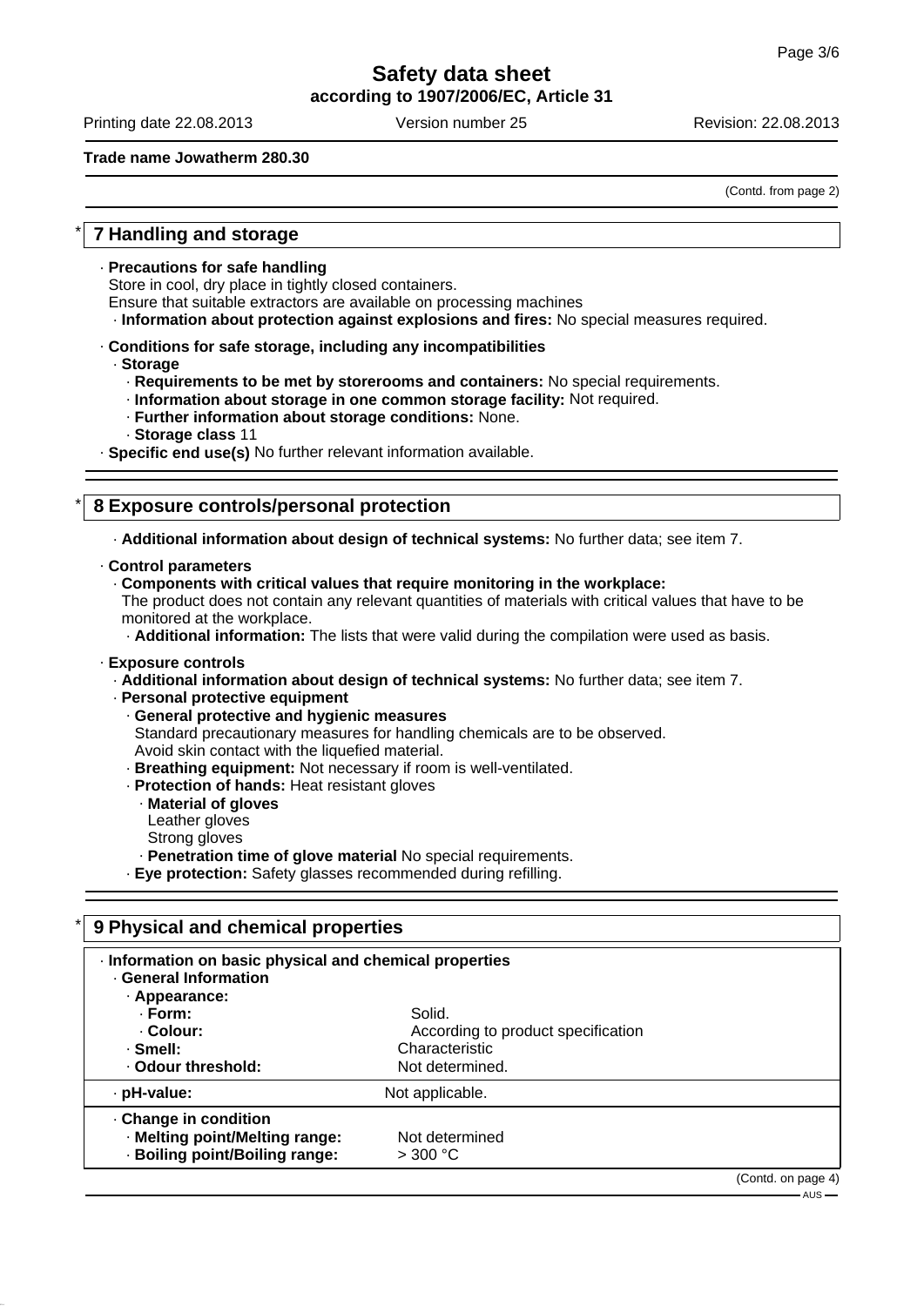Trade name Jowatherm 280.30

(Contd. from page 2)

## 7 Handling and storage

· **Precautions for safe handling**
Store in cool, dry place in tightly closed containers.
Ensure that suitable extractors are available on processing machines
· **Information about protection against explosions and fires:** No special measures required.

· **Conditions for safe storage, including any incompatibilities**
· **Storage**
· **Requirements to be met by storerooms and containers:** No special requirements.
· **Information about storage in one common storage facility:** Not required.
· **Further information about storage conditions:** None.
· **Storage class** 11
· **Specific end use(s)** No further relevant information available.

## 8 Exposure controls/personal protection

· **Additional information about design of technical systems:** No further data; see item 7.

· **Control parameters**
· **Components with critical values that require monitoring in the workplace:**
The product does not contain any relevant quantities of materials with critical values that have to be monitored at the workplace.
· **Additional information:** The lists that were valid during the compilation were used as basis.

· **Exposure controls**
· **Additional information about design of technical systems:** No further data; see item 7.
· **Personal protective equipment**
· **General protective and hygienic measures**
Standard precautionary measures for handling chemicals are to be observed.
Avoid skin contact with the liquefied material.
· **Breathing equipment:** Not necessary if room is well-ventilated.
· **Protection of hands:** Heat resistant gloves
· **Material of gloves**
Leather gloves
Strong gloves
· **Penetration time of glove material** No special requirements.
· **Eye protection:** Safety glasses recommended during refilling.

## 9 Physical and chemical properties

· **Information on basic physical and chemical properties**
· **General Information**
· **Appearance:**

| | |
|---|---|
| · **Form:** | Solid. |
| · **Colour:** | According to product specification |
| · **Smell:** | Characteristic |
| · **Odour threshold:** | Not determined. |
| · **pH-value:** | Not applicable. |
| · **Change in condition** | |
| · **Melting point/Melting range:** | Not determined |
| · **Boiling point/Boiling range:** | > 300 °C |

(Contd. on page 4)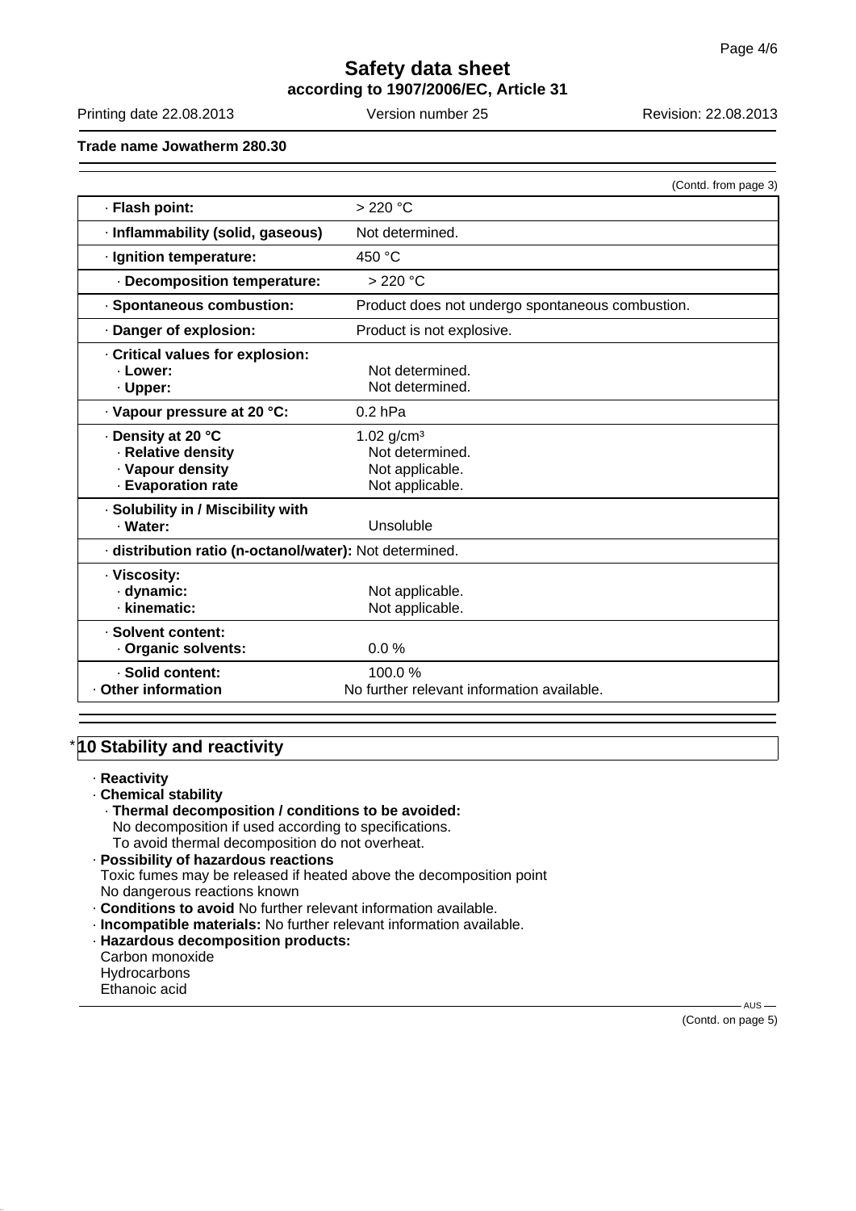**Trade name Jowatherm 280.30**

(Contd. from page 3)

| Property | Value |
|---|---|
| · **Flash point:** | > 220 °C |
| · **Inflammability (solid, gaseous)** | Not determined. |
| · **Ignition temperature:** | 450 °C |
| · **Decomposition temperature:** | > 220 °C |
| · **Spontaneous combustion:** | Product does not undergo spontaneous combustion. |
| · **Danger of explosion:** | Product is not explosive. |
| · **Critical values for explosion:** | |
| · **Lower:** | Not determined. |
| · **Upper:** | Not determined. |
| · **Vapour pressure at 20 °C:** | 0.2 hPa |
| · **Density at 20 °C** | 1.02 g/cm³ |
| · **Relative density** | Not determined. |
| · **Vapour density** | Not applicable. |
| · **Evaporation rate** | Not applicable. |
| · **Solubility in / Miscibility with** | |
| · **Water:** | Unsoluble |
| · **distribution ratio (n-octanol/water):** | Not determined. |
| · **Viscosity:** | |
| · **dynamic:** | Not applicable. |
| · **kinematic:** | Not applicable. |
| · **Solvent content:** | |
| · **Organic solvents:** | 0.0 % |
| · **Solid content:** | 100.0 % |
| · **Other information** | No further relevant information available. |

## * 10 Stability and reactivity

· **Reactivity**

· **Chemical stability**

· **Thermal decomposition / conditions to be avoided:**
No decomposition if used according to specifications.
To avoid thermal decomposition do not overheat.

· **Possibility of hazardous reactions**
Toxic fumes may be released if heated above the decomposition point
No dangerous reactions known

· **Conditions to avoid** No further relevant information available.

· **Incompatible materials:** No further relevant information available.

· **Hazardous decomposition products:**
Carbon monoxide
Hydrocarbons
Ethanoic acid

(Contd. on page 5)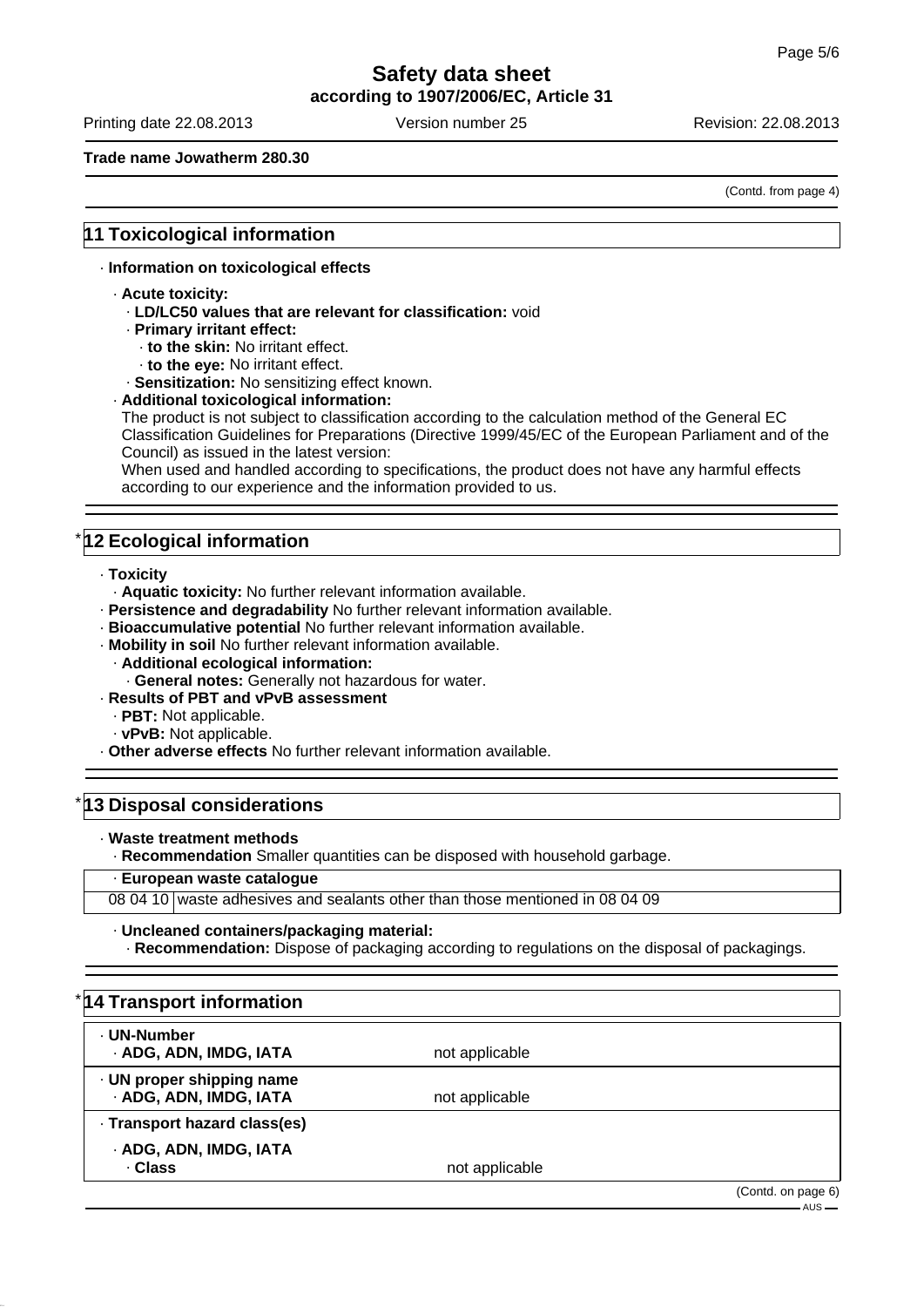**Trade name Jowatherm 280.30**

(Contd. from page 4)

## 11 Toxicological information

· **Information on toxicological effects**

- · **Acute toxicity:**
  - · **LD/LC50 values that are relevant for classification:** void
  - · **Primary irritant effect:**
    - · **to the skin:** No irritant effect.
    - · **to the eye:** No irritant effect.
  - · **Sensitization:** No sensitizing effect known.
- · **Additional toxicological information:**
  The product is not subject to classification according to the calculation method of the General EC Classification Guidelines for Preparations (Directive 1999/45/EC of the European Parliament and of the Council) as issued in the latest version:
  When used and handled according to specifications, the product does not have any harmful effects according to our experience and the information provided to us.

## * 12 Ecological information

- · **Toxicity**
  - · **Aquatic toxicity:** No further relevant information available.
- · **Persistence and degradability** No further relevant information available.
- · **Bioaccumulative potential** No further relevant information available.
- · **Mobility in soil** No further relevant information available.
  - · **Additional ecological information:**
    - · **General notes:** Generally not hazardous for water.
- · **Results of PBT and vPvB assessment**
  - · **PBT:** Not applicable.
  - · **vPvB:** Not applicable.
- · **Other adverse effects** No further relevant information available.

## * 13 Disposal considerations

- · **Waste treatment methods**
  - · **Recommendation** Smaller quantities can be disposed with household garbage.

| · **European waste catalogue** | |
|---|---|
| 08 04 10 | waste adhesives and sealants other than those mentioned in 08 04 09 |

- · **Uncleaned containers/packaging material:**
  - · **Recommendation:** Dispose of packaging according to regulations on the disposal of packagings.

## * 14 Transport information

| | |
|---|---|
| · **UN-Number**<br>· **ADG, ADN, IMDG, IATA** | not applicable |
| · **UN proper shipping name**<br>· **ADG, ADN, IMDG, IATA** | not applicable |
| · **Transport hazard class(es)** | |
| · **ADG, ADN, IMDG, IATA**<br>· **Class** | not applicable |

(Contd. on page 6)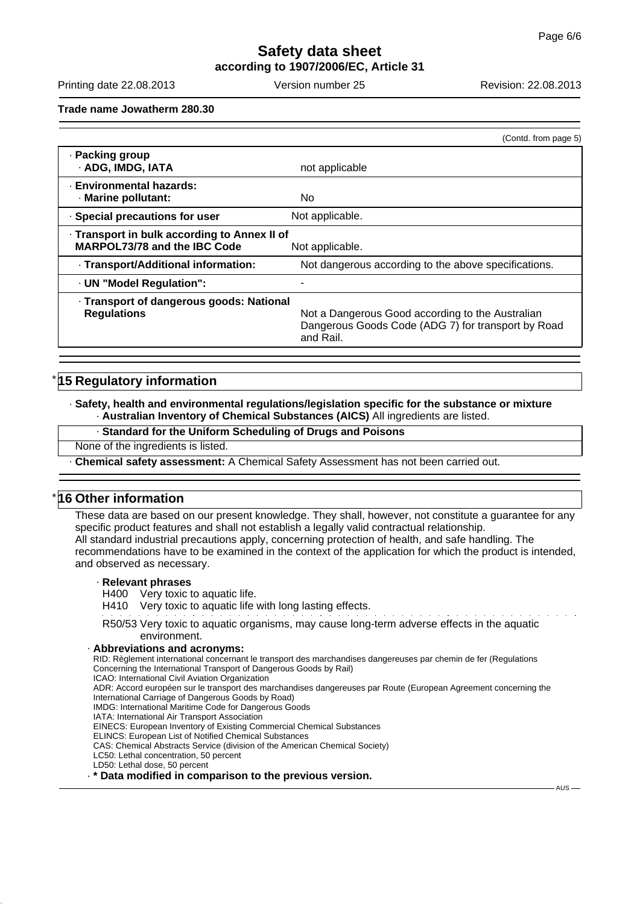**Trade name Jowatherm 280.30**

(Contd. from page 5)

| | |
|---|---|
| · **Packing group** · **ADG, IMDG, IATA** | not applicable |
| · **Environmental hazards:** · **Marine pollutant:** | No |
| · **Special precautions for user** | Not applicable. |
| · **Transport in bulk according to Annex II of MARPOL73/78 and the IBC Code** | Not applicable. |
| · **Transport/Additional information:** | Not dangerous according to the above specifications. |
| · **UN "Model Regulation":** | - |
| · **Transport of dangerous goods: National Regulations** | Not a Dangerous Good according to the Australian Dangerous Goods Code (ADG 7) for transport by Road and Rail. |

## * 15 Regulatory information

· **Safety, health and environmental regulations/legislation specific for the substance or mixture**
· **Australian Inventory of Chemical Substances (AICS)** All ingredients are listed.

· **Standard for the Uniform Scheduling of Drugs and Poisons**
None of the ingredients is listed.

· **Chemical safety assessment:** A Chemical Safety Assessment has not been carried out.

## * 16 Other information

These data are based on our present knowledge. They shall, however, not constitute a guarantee for any specific product features and shall not establish a legally valid contractual relationship.
All standard industrial precautions apply, concerning protection of health, and safe handling. The recommendations have to be examined in the context of the application for which the product is intended, and observed as necessary.

· **Relevant phrases**
H400 Very toxic to aquatic life.
H410 Very toxic to aquatic life with long lasting effects.

R50/53 Very toxic to aquatic organisms, may cause long-term adverse effects in the aquatic environment.

· **Abbreviations and acronyms:**
RID: Règlement international concernant le transport des marchandises dangereuses par chemin de fer (Regulations Concerning the International Transport of Dangerous Goods by Rail)
ICAO: International Civil Aviation Organization
ADR: Accord européen sur le transport des marchandises dangereuses par Route (European Agreement concerning the International Carriage of Dangerous Goods by Road)
IMDG: International Maritime Code for Dangerous Goods
IATA: International Air Transport Association
EINECS: European Inventory of Existing Commercial Chemical Substances
ELINCS: European List of Notified Chemical Substances
CAS: Chemical Abstracts Service (division of the American Chemical Society)
LC50: Lethal concentration, 50 percent
LD50: Lethal dose, 50 percent

· **\* Data modified in comparison to the previous version.**